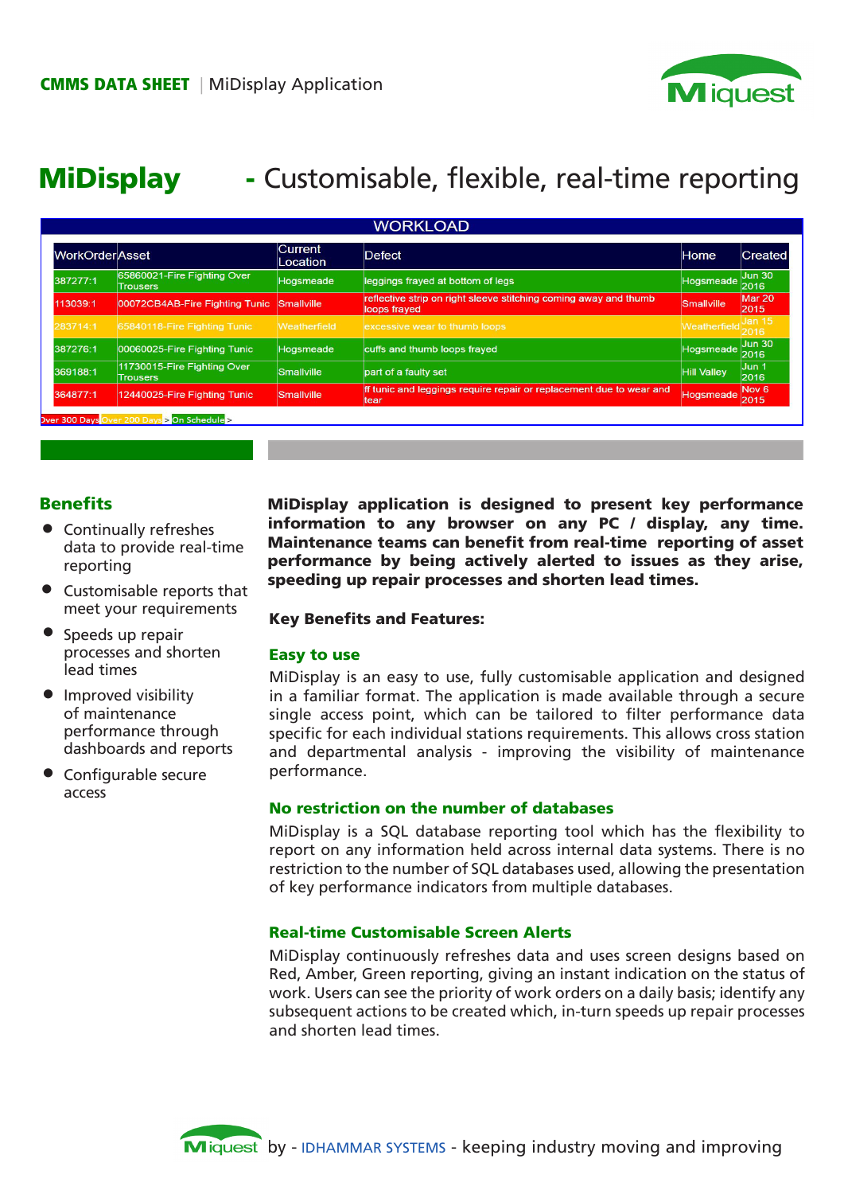**CMMS DATA SHEET** | MiDisplay Application

# MiDisplay - Customisable, flexible, real-time reporting

WORKLOAD

| WorkOrder | Asset | Current Location | Defect | Home | Created |
|---|---|---|---|---|---|
| 387277:1 | 65860021-Fire Fighting Over Trousers | Hogsmeade | leggings frayed at bottom of legs | Hogsmeade | Jun 30 2016 |
| 113039:1 | 00072CB4AB-Fire Fighting Tunic | Smallville | reflective strip on right sleeve stitching coming away and thumb loops frayed | Smallville | Mar 20 2015 |
| 283714:1 | 65840118-Fire Fighting Tunic | Weatherfield | excessive wear to thumb loops | Weatherfield | Jan 15 2016 |
| 387276:1 | 00060025-Fire Fighting Tunic | Hogsmeade | cuffs and thumb loops frayed | Hogsmeade | Jun 30 2016 |
| 369188:1 | 11730015-Fire Fighting Over Trousers | Smallville | part of a faulty set | Hill Valley | Jun 1 2016 |
| 364877:1 | 12440025-Fire Fighting Tunic | Smallville | ff tunic and leggings require repair or replacement due to wear and tear | Hogsmeade | Nov 6 2015 |

Over 300 Days > Over 200 Days > On Schedule >

## Benefits

- Continually refreshes data to provide real-time reporting
- Customisable reports that meet your requirements
- Speeds up repair processes and shorten lead times
- Improved visibility of maintenance performance through dashboards and reports
- Configurable secure access

**MiDisplay application is designed to present key performance information to any browser on any PC / display, any time. Maintenance teams can benefit from real-time reporting of asset performance by being actively alerted to issues as they arise, speeding up repair processes and shorten lead times.**

**Key Benefits and Features:**

### Easy to use

MiDisplay is an easy to use, fully customisable application and designed in a familiar format. The application is made available through a secure single access point, which can be tailored to filter performance data specific for each individual stations requirements. This allows cross station and departmental analysis - improving the visibility of maintenance performance.

### No restriction on the number of databases

MiDisplay is a SQL database reporting tool which has the flexibility to report on any information held across internal data systems. There is no restriction to the number of SQL databases used, allowing the presentation of key performance indicators from multiple databases.

### Real-time Customisable Screen Alerts

MiDisplay continuously refreshes data and uses screen designs based on Red, Amber, Green reporting, giving an instant indication on the status of work. Users can see the priority of work orders on a daily basis; identify any subsequent actions to be created which, in-turn speeds up repair processes and shorten lead times.

Miquest by - IDHAMMAR SYSTEMS - keeping industry moving and improving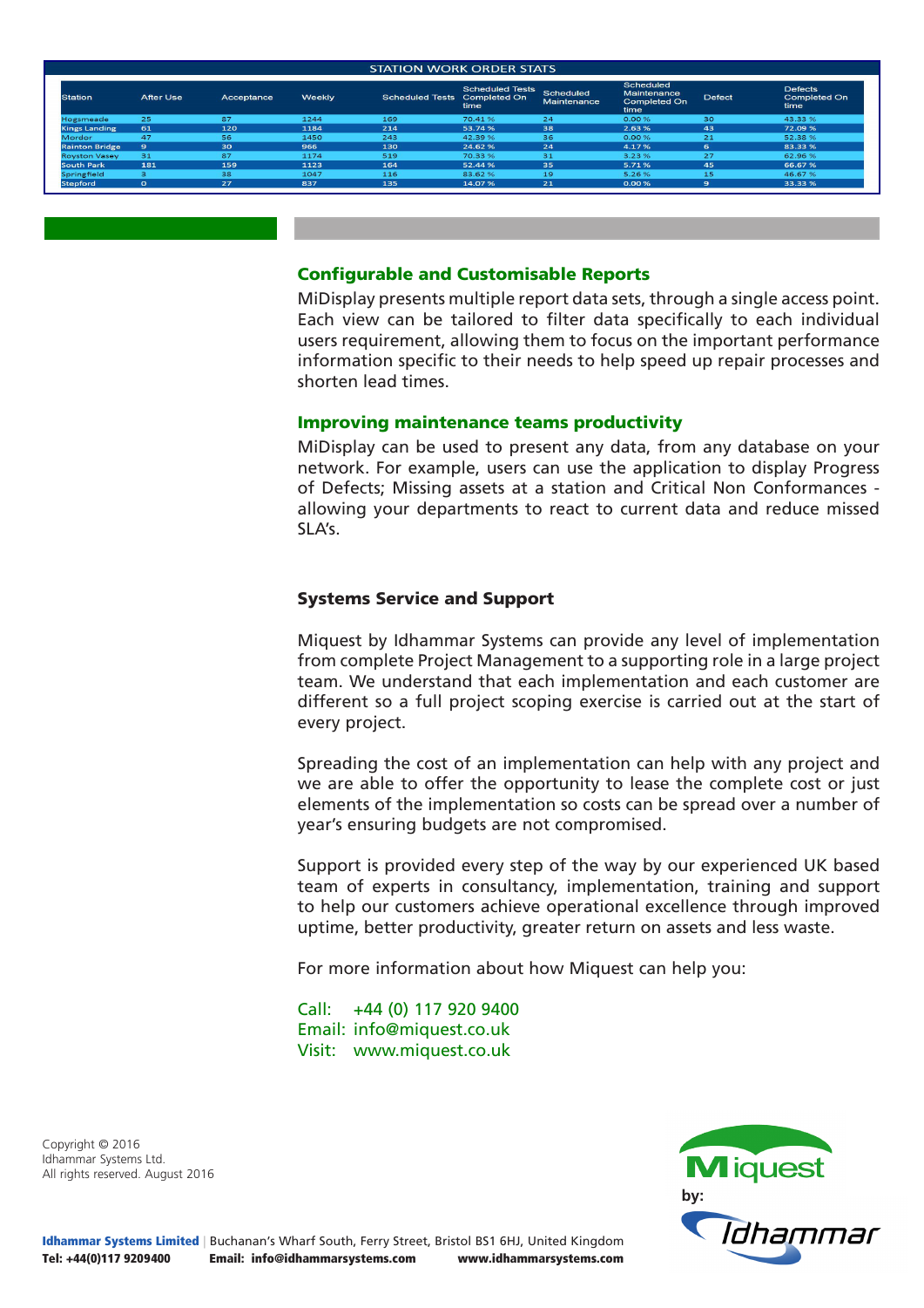| STATION WORK ORDER STATS | | | | | | | | | |
|---|---|---|---|---|---|---|---|---|---|
| Station | After Use | Acceptance | Weekly | Scheduled Tests | Scheduled Tests Completed On time | Scheduled Maintenance | Scheduled Maintenance Completed On time | Defect | Defects Completed On time |
| Hogsmeade | 25 | 87 | 1244 | 169 | 70.41 % | 24 | 0.00 % | 30 | 43.33 % |
| Kings Landing | 61 | 120 | 1184 | 214 | 53.74 % | 38 | 2.63 % | 43 | 72.09 % |
| Mordor | 47 | 56 | 1450 | 243 | 42.39 % | 36 | 0.00 % | 21 | 52.38 % |
| Rainton Bridge | 9 | 30 | 966 | 130 | 24.62 % | 24 | 4.17 % | 6 | 83.33 % |
| Royston Vasey | 31 | 87 | 1174 | 519 | 70.33 % | 31 | 3.23 % | 27 | 62.96 % |
| South Park | 181 | 159 | 1123 | 164 | 52.44 % | 35 | 5.71 % | 45 | 66.67 % |
| Springfield | 3 | 38 | 1047 | 116 | 83.62 % | 19 | 5.26 % | 15 | 46.67 % |
| Stepford | 0 | 27 | 837 | 135 | 14.07 % | 21 | 0.00 % | 9 | 33.33 % |

## Configurable and Customisable Reports

MiDisplay presents multiple report data sets, through a single access point. Each view can be tailored to filter data specifically to each individual users requirement, allowing them to focus on the important performance information specific to their needs to help speed up repair processes and shorten lead times.

## Improving maintenance teams productivity

MiDisplay can be used to present any data, from any database on your network. For example, users can use the application to display Progress of Defects; Missing assets at a station and Critical Non Conformances - allowing your departments to react to current data and reduce missed SLA's.

## Systems Service and Support

Miquest by Idhammar Systems can provide any level of implementation from complete Project Management to a supporting role in a large project team. We understand that each implementation and each customer are different so a full project scoping exercise is carried out at the start of every project.

Spreading the cost of an implementation can help with any project and we are able to offer the opportunity to lease the complete cost or just elements of the implementation so costs can be spread over a number of year's ensuring budgets are not compromised.

Support is provided every step of the way by our experienced UK based team of experts in consultancy, implementation, training and support to help our customers achieve operational excellence through improved uptime, better productivity, greater return on assets and less waste.

For more information about how Miquest can help you:

Call: +44 (0) 117 920 9400
Email: info@miquest.co.uk
Visit: www.miquest.co.uk

Copyright © 2016
Idhammar Systems Ltd.
All rights reserved. August 2016

Miquest by: Idhammar

**Idhammar Systems Limited** | Buchanan's Wharf South, Ferry Street, Bristol BS1 6HJ, United Kingdom
**Tel: +44(0)117 9209400** **Email: info@idhammarsystems.com** **www.idhammarsystems.com**